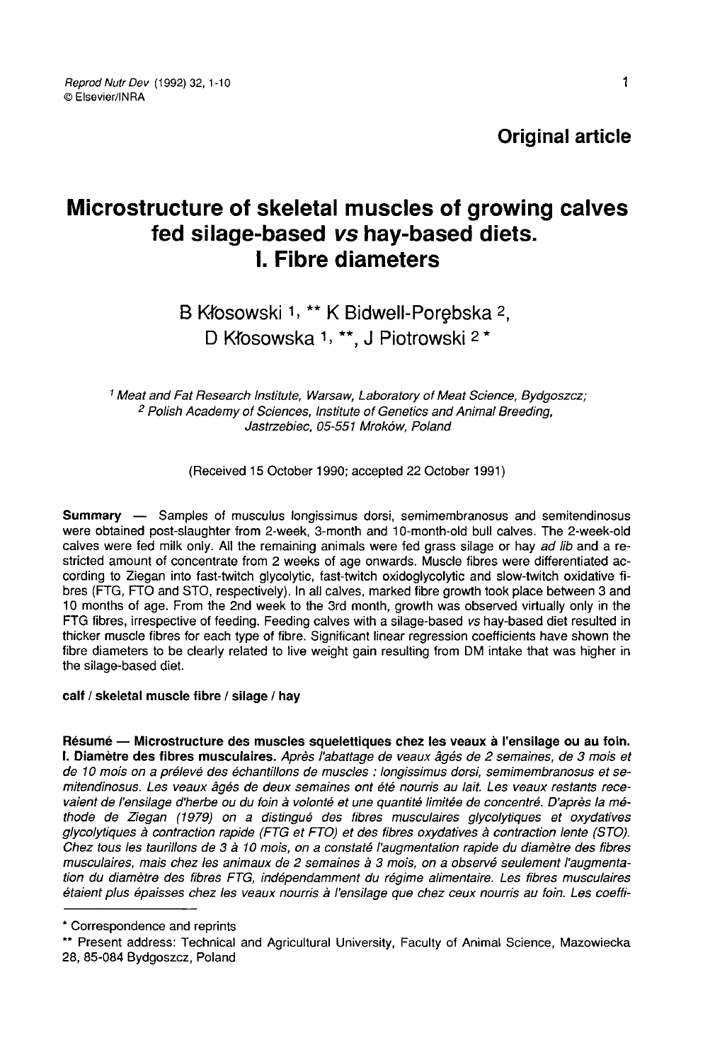**Original article**

# Microstructure of skeletal muscles of growing calves fed silage-based *vs* hay-based diets. I. Fibre diameters

B Kłosowski [1, **] K Bidwell-Porębska [2], D Kłosowska [1, **], J Piotrowski [2 *]

[1] Meat and Fat Research Institute, Warsaw, Laboratory of Meat Science, Bydgoszcz;
[2] Polish Academy of Sciences, Institute of Genetics and Animal Breeding, Jastrzebiec, 05-551 Mroków, Poland

(Received 15 October 1990; accepted 22 October 1991)

**Summary** — Samples of musculus longissimus dorsi, semimembranosus and semitendinosus were obtained post-slaughter from 2-week, 3-month and 10-month-old bull calves. The 2-week-old calves were fed milk only. All the remaining animals were fed grass silage or hay *ad lib* and a restricted amount of concentrate from 2 weeks of age onwards. Muscle fibres were differentiated according to Ziegan into fast-twitch glycolytic, fast-twitch oxidoglycolytic and slow-twitch oxidative fibres (FTG, FTO and STO, respectively). In all calves, marked fibre growth took place between 3 and 10 months of age. From the 2nd week to the 3rd month, growth was observed virtually only in the FTG fibres, irrespective of feeding. Feeding calves with a silage-based *vs* hay-based diet resulted in thicker muscle fibres for each type of fibre. Significant linear regression coefficients have shown the fibre diameters to be clearly related to live weight gain resulting from DM intake that was higher in the silage-based diet.

**calf / skeletal muscle fibre / silage / hay**

**Résumé — Microstructure des muscles squelettiques chez les veaux à l'ensilage ou au foin. I. Diamètre des fibres musculaires.** *Après l'abattage de veaux âgés de 2 semaines, de 3 mois et de 10 mois on a prélevé des échantillons de muscles : longissimus dorsi, semimembranosus et semitendinosus. Les veaux âgés de deux semaines ont été nourris au lait. Les veaux restants recevaient de l'ensilage d'herbe ou du foin à volonté et une quantité limitée de concentré. D'après la méthode de Ziegan (1979) on a distingué des fibres musculaires glycolytiques et oxydatives glycolytiques à contraction rapide (FTG et FTO) et des fibres oxydatives à contraction lente (STO). Chez tous les taurillons de 3 à 10 mois, on a constaté l'augmentation rapide du diamètre des fibres musculaires, mais chez les animaux de 2 semaines à 3 mois, on a observé seulement l'augmentation du diamètre des fibres FTG, indépendamment du régime alimentaire. Les fibres musculaires étaient plus épaisses chez les veaux nourris à l'ensilage que chez ceux nourris au foin. Les coeffi-*

---

\* Correspondence and reprints

\*\* Present address: Technical and Agricultural University, Faculty of Animal Science, Mazowiecka 28, 85-084 Bydgoszcz, Poland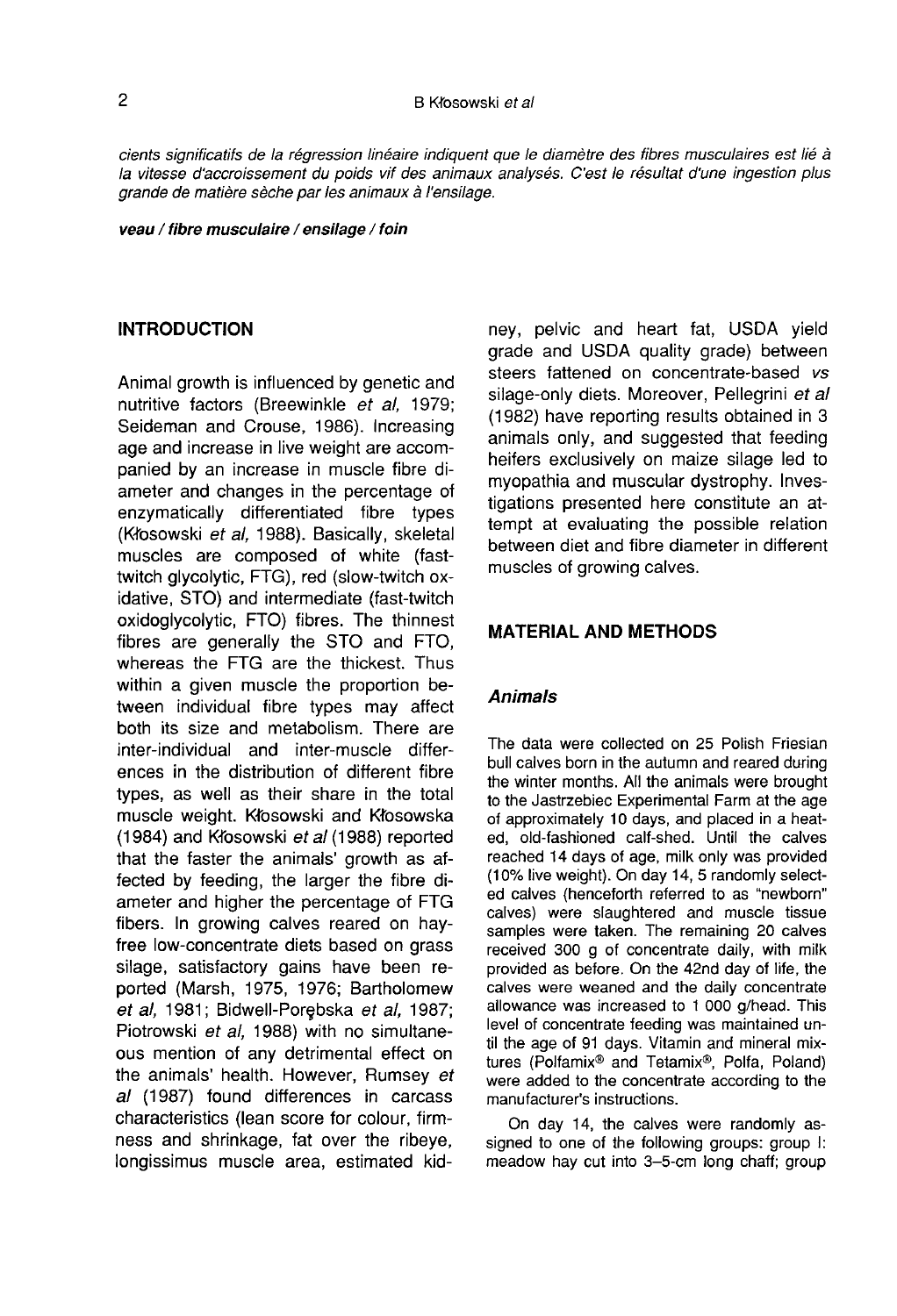cients significatifs de la régression linéaire indiquent que le diamètre des fibres musculaires est lié à la vitesse d'accroissement du poids vif des animaux analysés. C'est le résultat d'une ingestion plus grande de matière sèche par les animaux à l'ensilage.

***veau / fibre musculaire / ensilage / foin***

## INTRODUCTION

Animal growth is influenced by genetic and nutritive factors (Breewinkle *et al*, 1979; Seideman and Crouse, 1986). Increasing age and increase in live weight are accompanied by an increase in muscle fibre diameter and changes in the percentage of enzymatically differentiated fibre types (Kłosowski *et al*, 1988). Basically, skeletal muscles are composed of white (fast-twitch glycolytic, FTG), red (slow-twitch oxidative, STO) and intermediate (fast-twitch oxidoglycolytic, FTO) fibres. The thinnest fibres are generally the STO and FTO, whereas the FTG are the thickest. Thus within a given muscle the proportion between individual fibre types may affect both its size and metabolism. There are inter-individual and inter-muscle differences in the distribution of different fibre types, as well as their share in the total muscle weight. Kłosowski and Kłosowska (1984) and Kłosowski *et al* (1988) reported that the faster the animals' growth as affected by feeding, the larger the fibre diameter and higher the percentage of FTG fibers. In growing calves reared on hay-free low-concentrate diets based on grass silage, satisfactory gains have been reported (Marsh, 1975, 1976; Bartholomew *et al*, 1981; Bidwell-Porębska *et al*, 1987; Piotrowski *et al*, 1988) with no simultaneous mention of any detrimental effect on the animals' health. However, Rumsey *et al* (1987) found differences in carcass characteristics (lean score for colour, firmness and shrinkage, fat over the ribeye, longissimus muscle area, estimated kidney, pelvic and heart fat, USDA yield grade and USDA quality grade) between steers fattened on concentrate-based *vs* silage-only diets. Moreover, Pellegrini *et al* (1982) have reporting results obtained in 3 animals only, and suggested that feeding heifers exclusively on maize silage led to myopathia and muscular dystrophy. Investigations presented here constitute an attempt at evaluating the possible relation between diet and fibre diameter in different muscles of growing calves.

## MATERIAL AND METHODS

### Animals

The data were collected on 25 Polish Friesian bull calves born in the autumn and reared during the winter months. All the animals were brought to the Jastrzebiec Experimental Farm at the age of approximately 10 days, and placed in a heated, old-fashioned calf-shed. Until the calves reached 14 days of age, milk only was provided (10% live weight). On day 14, 5 randomly selected calves (henceforth referred to as "newborn" calves) were slaughtered and muscle tissue samples were taken. The remaining 20 calves received 300 g of concentrate daily, with milk provided as before. On the 42nd day of life, the calves were weaned and the daily concentrate allowance was increased to 1 000 g/head. This level of concentrate feeding was maintained until the age of 91 days. Vitamin and mineral mixtures (Polfamix® and Tetamix®, Polfa, Poland) were added to the concentrate according to the manufacturer's instructions.

On day 14, the calves were randomly assigned to one of the following groups: group I: meadow hay cut into 3–5-cm long chaff; group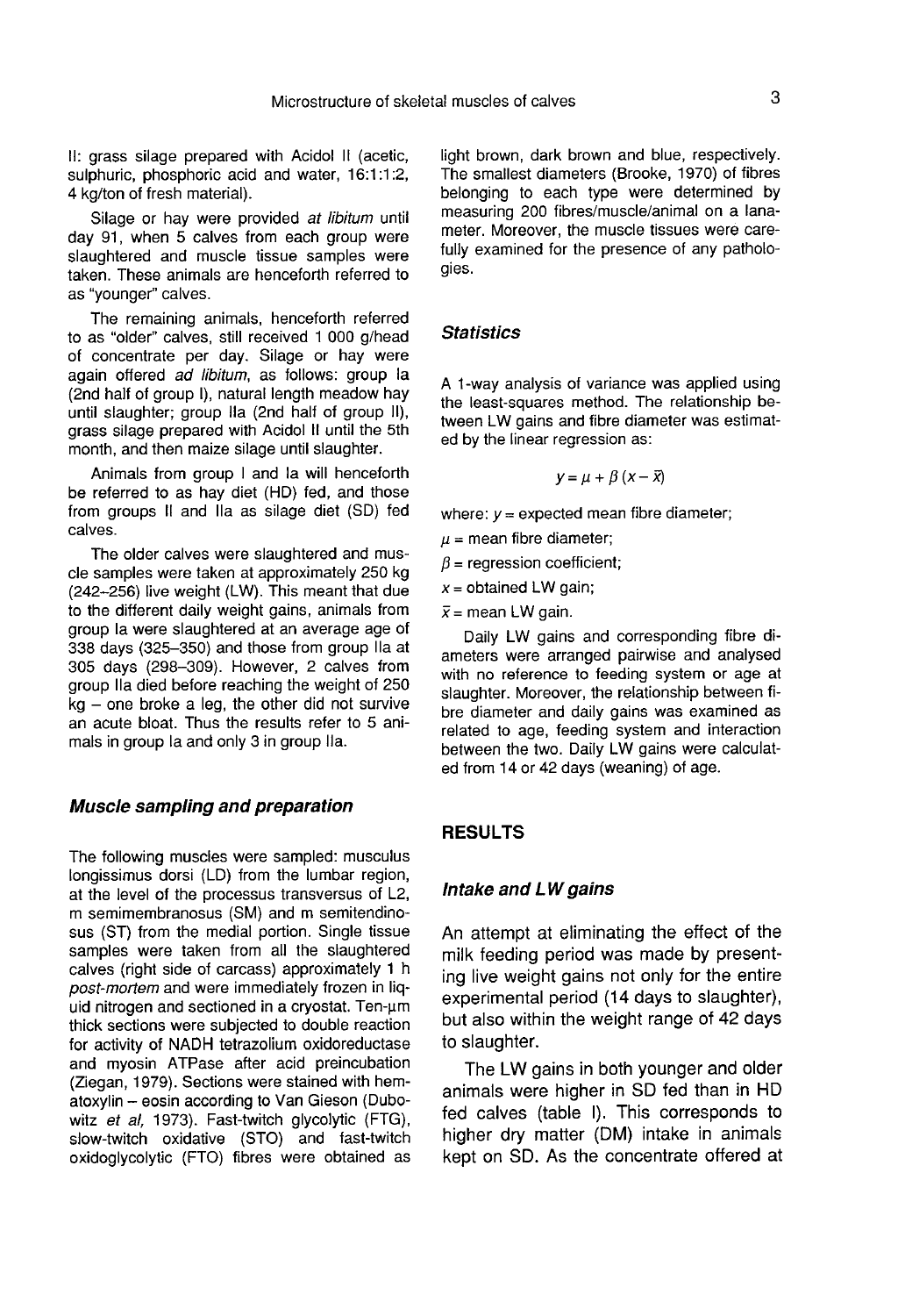II: grass silage prepared with Acidol II (acetic, sulphuric, phosphoric acid and water, 16:1:1:2, 4 kg/ton of fresh material).

Silage or hay were provided *at libitum* until day 91, when 5 calves from each group were slaughtered and muscle tissue samples were taken. These animals are henceforth referred to as "younger" calves.

The remaining animals, henceforth referred to as "older" calves, still received 1 000 g/head of concentrate per day. Silage or hay were again offered *ad libitum*, as follows: group Ia (2nd half of group I), natural length meadow hay until slaughter; group IIa (2nd half of group II), grass silage prepared with Acidol II until the 5th month, and then maize silage until slaughter.

Animals from group I and Ia will henceforth be referred to as hay diet (HD) fed, and those from groups II and IIa as silage diet (SD) fed calves.

The older calves were slaughtered and muscle samples were taken at approximately 250 kg (242–256) live weight (LW). This meant that due to the different daily weight gains, animals from group Ia were slaughtered at an average age of 338 days (325–350) and those from group IIa at 305 days (298–309). However, 2 calves from group IIa died before reaching the weight of 250 kg – one broke a leg, the other did not survive an acute bloat. Thus the results refer to 5 animals in group Ia and only 3 in group IIa.

### Muscle sampling and preparation

The following muscles were sampled: musculus longissimus dorsi (LD) from the lumbar region, at the level of the processus transversus of L2, m semimembranosus (SM) and m semitendinosus (ST) from the medial portion. Single tissue samples were taken from all the slaughtered calves (right side of carcass) approximately 1 h *post-mortem* and were immediately frozen in liquid nitrogen and sectioned in a cryostat. Ten-μm thick sections were subjected to double reaction for activity of NADH tetrazolium oxidoreductase and myosin ATPase after acid preincubation (Ziegan, 1979). Sections were stained with hematoxylin – eosin according to Van Gieson (Dubowitz *et al*, 1973). Fast-twitch glycolytic (FTG), slow-twitch oxidative (STO) and fast-twitch oxidoglycolytic (FTO) fibres were obtained as light brown, dark brown and blue, respectively. The smallest diameters (Brooke, 1970) of fibres belonging to each type were determined by measuring 200 fibres/muscle/animal on a lanameter. Moreover, the muscle tissues were carefully examined for the presence of any pathologies.

### Statistics

A 1-way analysis of variance was applied using the least-squares method. The relationship between LW gains and fibre diameter was estimated by the linear regression as:

$$y = \mu + \beta (x - \bar{x})$$

where: $y$ = expected mean fibre diameter;

$\mu$ = mean fibre diameter;

$\beta$ = regression coefficient;

$x$ = obtained LW gain;

$\bar{x}$ = mean LW gain.

Daily LW gains and corresponding fibre diameters were arranged pairwise and analysed with no reference to feeding system or age at slaughter. Moreover, the relationship between fibre diameter and daily gains was examined as related to age, feeding system and interaction between the two. Daily LW gains were calculated from 14 or 42 days (weaning) of age.

## RESULTS

### Intake and LW gains

An attempt at eliminating the effect of the milk feeding period was made by presenting live weight gains not only for the entire experimental period (14 days to slaughter), but also within the weight range of 42 days to slaughter.

The LW gains in both younger and older animals were higher in SD fed than in HD fed calves (table I). This corresponds to higher dry matter (DM) intake in animals kept on SD. As the concentrate offered at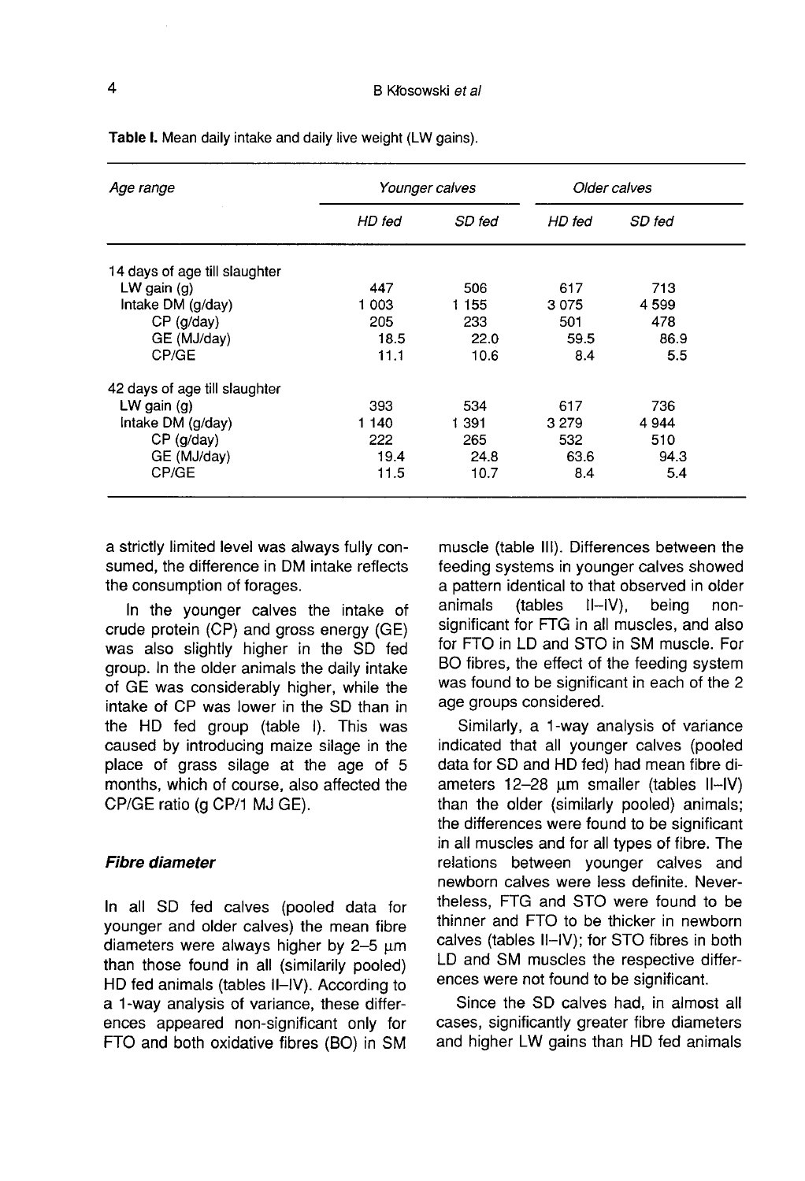**Table I.** Mean daily intake and daily live weight (LW gains).

| Age range | Younger calves | | Older calves | |
|---|---|---|---|---|
| | HD fed | SD fed | HD fed | SD fed |
| 14 days of age till slaughter | | | | |
| LW gain (g) | 447 | 506 | 617 | 713 |
| Intake DM (g/day) | 1 003 | 1 155 | 3 075 | 4 599 |
| CP (g/day) | 205 | 233 | 501 | 478 |
| GE (MJ/day) | 18.5 | 22.0 | 59.5 | 86.9 |
| CP/GE | 11.1 | 10.6 | 8.4 | 5.5 |
| 42 days of age till slaughter | | | | |
| LW gain (g) | 393 | 534 | 617 | 736 |
| Intake DM (g/day) | 1 140 | 1 391 | 3 279 | 4 944 |
| CP (g/day) | 222 | 265 | 532 | 510 |
| GE (MJ/day) | 19.4 | 24.8 | 63.6 | 94.3 |
| CP/GE | 11.5 | 10.7 | 8.4 | 5.4 |

a strictly limited level was always fully consumed, the difference in DM intake reflects the consumption of forages.

In the younger calves the intake of crude protein (CP) and gross energy (GE) was also slightly higher in the SD fed group. In the older animals the daily intake of GE was considerably higher, while the intake of CP was lower in the SD than in the HD fed group (table I). This was caused by introducing maize silage in the place of grass silage at the age of 5 months, which of course, also affected the CP/GE ratio (g CP/1 MJ GE).

### Fibre diameter

In all SD fed calves (pooled data for younger and older calves) the mean fibre diameters were always higher by 2–5 μm than those found in all (similarily pooled) HD fed animals (tables II–IV). According to a 1-way analysis of variance, these differences appeared non-significant only for FTO and both oxidative fibres (BO) in SM muscle (table III). Differences between the feeding systems in younger calves showed a pattern identical to that observed in older animals (tables II–IV), being non-significant for FTG in all muscles, and also for FTO in LD and STO in SM muscle. For BO fibres, the effect of the feeding system was found to be significant in each of the 2 age groups considered.

Similarly, a 1-way analysis of variance indicated that all younger calves (pooled data for SD and HD fed) had mean fibre diameters 12–28 μm smaller (tables II–IV) than the older (similarly pooled) animals; the differences were found to be significant in all muscles and for all types of fibre. The relations between younger calves and newborn calves were less definite. Nevertheless, FTG and STO were found to be thinner and FTO to be thicker in newborn calves (tables II–IV); for STO fibres in both LD and SM muscles the respective differences were not found to be significant.

Since the SD calves had, in almost all cases, significantly greater fibre diameters and higher LW gains than HD fed animals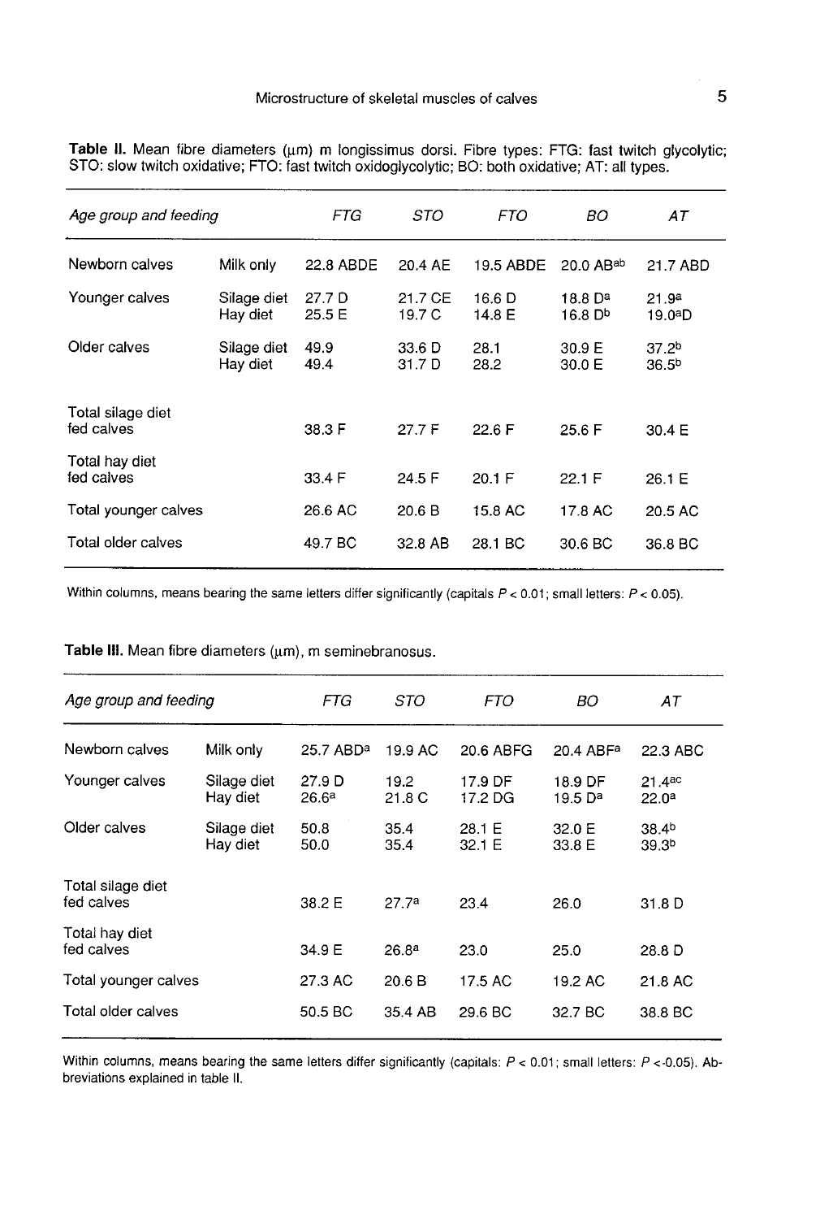**Table II.** Mean fibre diameters (μm) m longissimus dorsi. Fibre types: FTG: fast twitch glycolytic; STO: slow twitch oxidative; FTO: fast twitch oxidoglycolytic; BO: both oxidative; AT: all types.

| Age group and feeding | | FTG | STO | FTO | BO | AT |
|---|---|---|---|---|---|---|
| Newborn calves | Milk only | 22.8 ABDE | 20.4 AE | 19.5 ABDE | 20.0 AB[ab] | 21.7 ABD |
| Younger calves | Silage diet | 27.7 D | 21.7 CE | 16.6 D | 18.8 D[a] | 21.9[a] |
| | Hay diet | 25.5 E | 19.7 C | 14.8 E | 16.8 D[b] | 19.0[a]D |
| Older calves | Silage diet | 49.9 | 33.6 D | 28.1 | 30.9 E | 37.2[b] |
| | Hay diet | 49.4 | 31.7 D | 28.2 | 30.0 E | 36.5[b] |
| Total silage diet fed calves | | 38.3 F | 27.7 F | 22.6 F | 25.6 F | 30.4 E |
| Total hay diet fed calves | | 33.4 F | 24.5 F | 20.1 F | 22.1 F | 26.1 E |
| Total younger calves | | 26.6 AC | 20.6 B | 15.8 AC | 17.8 AC | 20.5 AC |
| Total older calves | | 49.7 BC | 32.8 AB | 28.1 BC | 30.6 BC | 36.8 BC |

Within columns, means bearing the same letters differ significantly (capitals $P < 0.01$; small letters: $P < 0.05$).

**Table III.** Mean fibre diameters (μm), m seminebranosus.

| Age group and feeding | | FTG | STO | FTO | BO | AT |
|---|---|---|---|---|---|---|
| Newborn calves | Milk only | 25.7 ABD[a] | 19.9 AC | 20.6 ABFG | 20.4 ABF[a] | 22.3 ABC |
| Younger calves | Silage diet | 27.9 D | 19.2 | 17.9 DF | 18.9 DF | 21.4[ac] |
| | Hay diet | 26.6[a] | 21.8 C | 17.2 DG | 19.5 D[a] | 22.0[a] |
| Older calves | Silage diet | 50.8 | 35.4 | 28.1 E | 32.0 E | 38.4[b] |
| | Hay diet | 50.0 | 35.4 | 32.1 E | 33.8 E | 39.3[b] |
| Total silage diet fed calves | | 38.2 E | 27.7[a] | 23.4 | 26.0 | 31.8 D |
| Total hay diet fed calves | | 34.9 E | 26.8[a] | 23.0 | 25.0 | 28.8 D |
| Total younger calves | | 27.3 AC | 20.6 B | 17.5 AC | 19.2 AC | 21.8 AC |
| Total older calves | | 50.5 BC | 35.4 AB | 29.6 BC | 32.7 BC | 38.8 BC |

Within columns, means bearing the same letters differ significantly (capitals: $P < 0.01$; small letters: $P < 0.05$). Abbreviations explained in table II.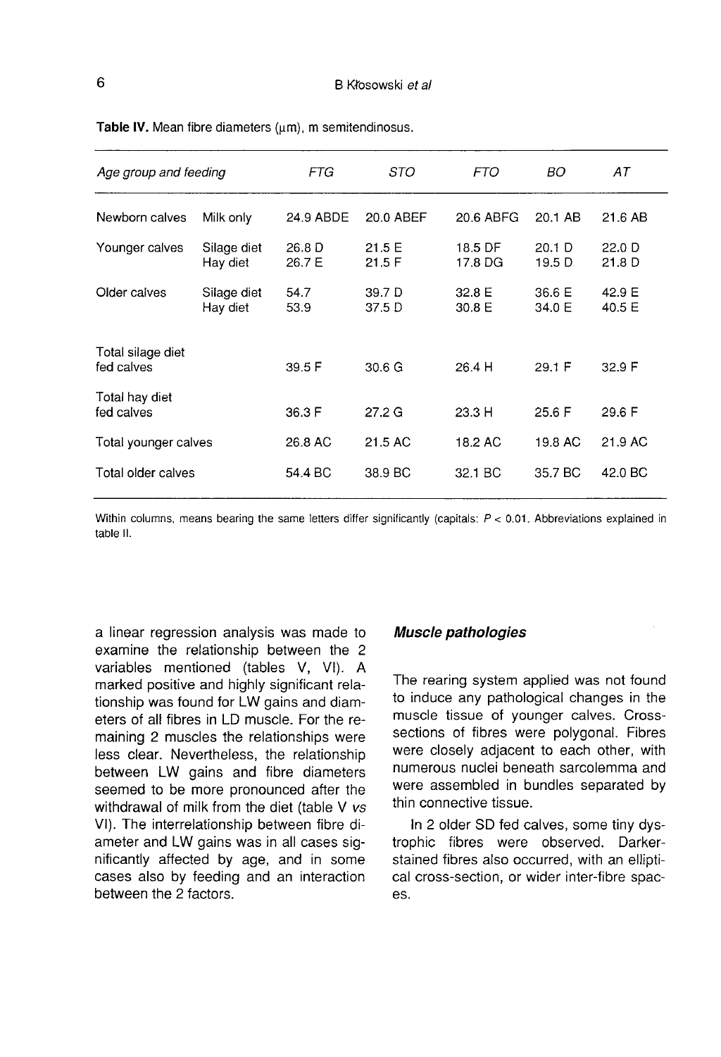**Table IV.** Mean fibre diameters (μm), m semitendinosus.

| Age group and feeding | | FTG | STO | FTO | BO | AT |
|---|---|---|---|---|---|---|
| Newborn calves | Milk only | 24.9 ABDE | 20.0 ABEF | 20.6 ABFG | 20.1 AB | 21.6 AB |
| Younger calves | Silage diet | 26.8 D | 21.5 E | 18.5 DF | 20.1 D | 22.0 D |
| | Hay diet | 26.7 E | 21.5 F | 17.8 DG | 19.5 D | 21.8 D |
| Older calves | Silage diet | 54.7 | 39.7 D | 32.8 E | 36.6 E | 42.9 E |
| | Hay diet | 53.9 | 37.5 D | 30.8 E | 34.0 E | 40.5 E |
| Total silage diet fed calves | | 39.5 F | 30.6 G | 26.4 H | 29.1 F | 32.9 F |
| Total hay diet fed calves | | 36.3 F | 27.2 G | 23.3 H | 25.6 F | 29.6 F |
| Total younger calves | | 26.8 AC | 21.5 AC | 18.2 AC | 19.8 AC | 21.9 AC |
| Total older calves | | 54.4 BC | 38.9 BC | 32.1 BC | 35.7 BC | 42.0 BC |

Within columns, means bearing the same letters differ significantly (capitals: $P < 0.01$. Abbreviations explained in table II.

a linear regression analysis was made to examine the relationship between the 2 variables mentioned (tables V, VI). A marked positive and highly significant relationship was found for LW gains and diameters of all fibres in LD muscle. For the remaining 2 muscles the relationships were less clear. Nevertheless, the relationship between LW gains and fibre diameters seemed to be more pronounced after the withdrawal of milk from the diet (table V *vs* VI). The interrelationship between fibre diameter and LW gains was in all cases significantly affected by age, and in some cases also by feeding and an interaction between the 2 factors.

### *Muscle pathologies*

The rearing system applied was not found to induce any pathological changes in the muscle tissue of younger calves. Cross-sections of fibres were polygonal. Fibres were closely adjacent to each other, with numerous nuclei beneath sarcolemma and were assembled in bundles separated by thin connective tissue.

In 2 older SD fed calves, some tiny dystrophic fibres were observed. Darker-stained fibres also occurred, with an elliptical cross-section, or wider inter-fibre spaces.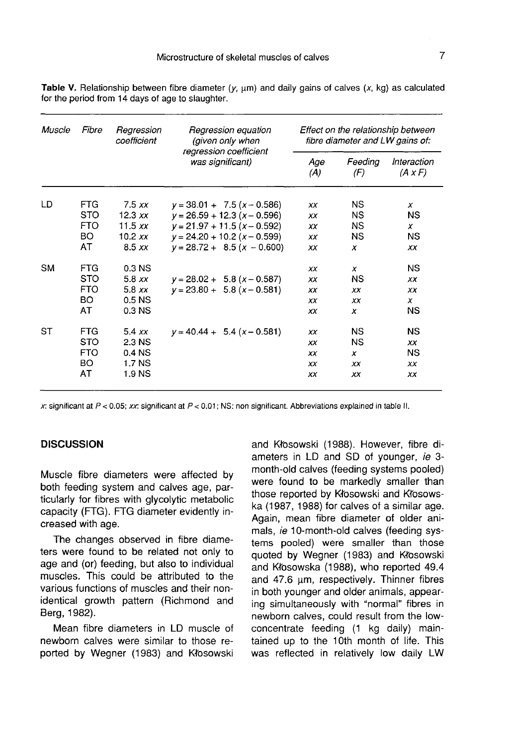**Table V.** Relationship between fibre diameter ($y$, μm) and daily gains of calves ($x$, kg) as calculated for the period from 14 days of age to slaughter.

| Muscle | Fibre | Regression coefficient | Regression equation (given only when regression coefficient was significant) | Effect on the relationship between fibre diameter and LW gains of: | | |
|---|---|---|---|---|---|---|
| | | | | Age (A) | Feeding (F) | Interaction (A x F) |
| LD | FTG | 7.5 *xx* | $y = 38.01 + 7.5 (x - 0.586)$ | *xx* | NS | *x* |
| | STO | 12.3 *xx* | $y = 26.59 + 12.3 (x - 0.596)$ | *xx* | NS | NS |
| | FTO | 11.5 *xx* | $y = 21.97 + 11.5 (x - 0.592)$ | *xx* | NS | *x* |
| | BO | 10.2 *xx* | $y = 24.20 + 10.2 (x - 0.599)$ | *xx* | NS | NS |
| | AT | 8.5 *xx* | $y = 28.72 + 8.5 (x - 0.600)$ | *xx* | *x* | *xx* |
| SM | FTG | 0.3 NS | | *xx* | *x* | NS |
| | STO | 5.8 *xx* | $y = 28.02 + 5.8 (x - 0.587)$ | *xx* | NS | *xx* |
| | FTO | 5.8 *xx* | $y = 23.80 + 5.8 (x - 0.581)$ | *xx* | *xx* | *xx* |
| | BO | 0.5 NS | | *xx* | *xx* | *x* |
| | AT | 0.3 NS | | *xx* | *x* | NS |
| ST | FTG | 5.4 *xx* | $y = 40.44 + 5.4 (x - 0.581)$ | *xx* | NS | NS |
| | STO | 2.3 NS | | *xx* | NS | *xx* |
| | FTO | 0.4 NS | | *xx* | *x* | NS |
| | BO | 1.7 NS | | *xx* | *xx* | *xx* |
| | AT | 1.9 NS | | *xx* | *xx* | *xx* |

*x*: significant at $P < 0.05$; *xx*: significant at $P < 0.01$; NS: non significant. Abbreviations explained in table II.

## DISCUSSION

Muscle fibre diameters were affected by both feeding system and calves age, particularly for fibres with glycolytic metabolic capacity (FTG). FTG diameter evidently increased with age.

The changes observed in fibre diameters were found to be related not only to age and (or) feeding, but also to individual muscles. This could be attributed to the various functions of muscles and their non-identical growth pattern (Richmond and Berg, 1982).

Mean fibre diameters in LD muscle of newborn calves were similar to those reported by Wegner (1983) and Kłosowski and Kłosowski (1988). However, fibre diameters in LD and SD of younger, *ie* 3-month-old calves (feeding systems pooled) were found to be markedly smaller than those reported by Kłosowski and Kłosowska (1987, 1988) for calves of a similar age. Again, mean fibre diameter of older animals, *ie* 10-month-old calves (feeding systems pooled) were smaller than those quoted by Wegner (1983) and Kłosowski and Kłosowska (1988), who reported 49.4 and 47.6 μm, respectively. Thinner fibres in both younger and older animals, appearing simultaneously with "normal" fibres in newborn calves, could result from the low-concentrate feeding (1 kg daily) maintained up to the 10th month of life. This was reflected in relatively low daily LW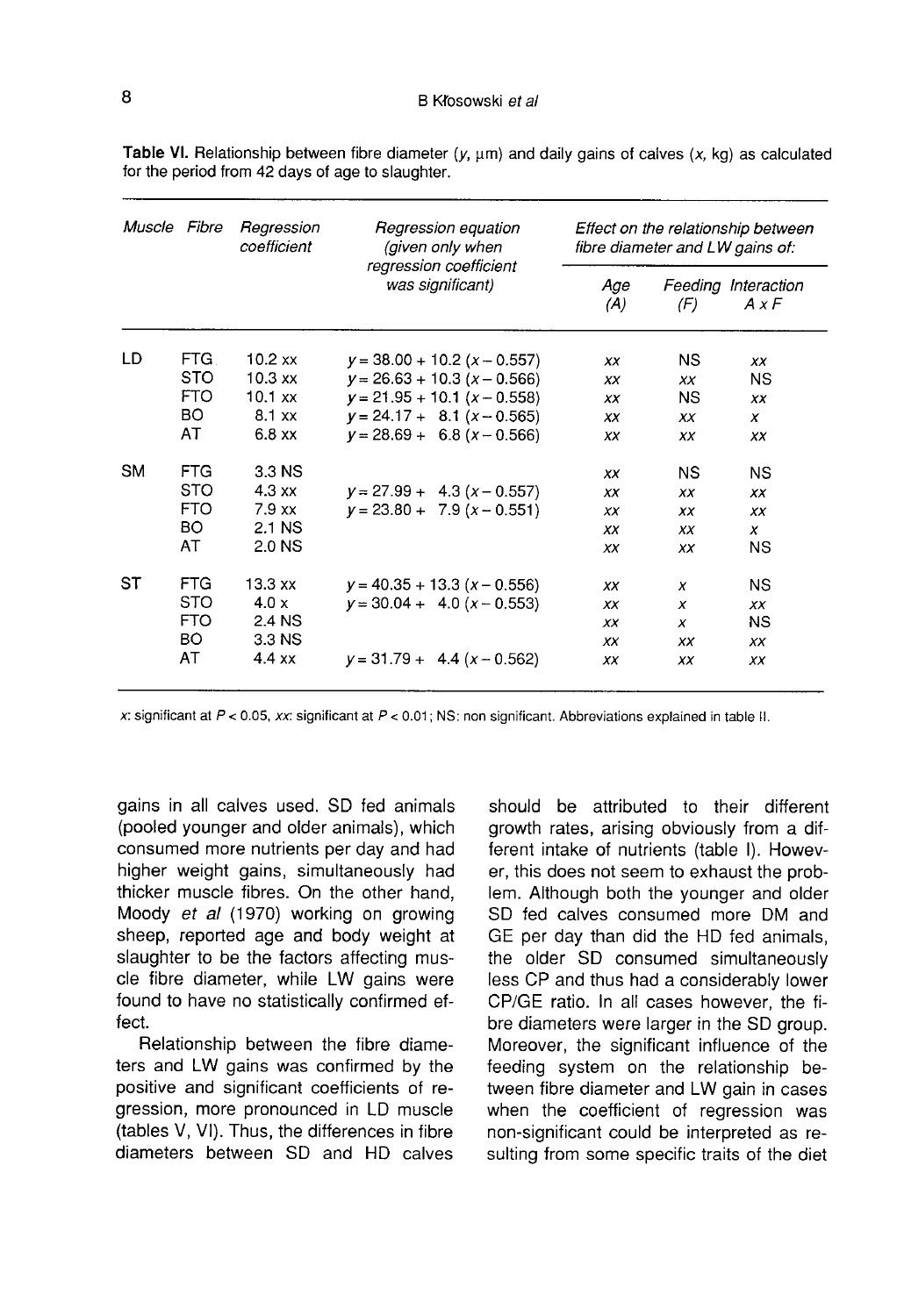**Table VI.** Relationship between fibre diameter ($y$, μm) and daily gains of calves ($x$, kg) as calculated for the period from 42 days of age to slaughter.

| Muscle | Fibre | Regression coefficient | Regression equation (given only when regression coefficient was significant) | Effect on the relationship between fibre diameter and LW gains of: | | |
|---|---|---|---|---|---|---|
| | | | | Age (A) | Feeding (F) | Interaction A x F |
| LD | FTG | 10.2 xx | $y = 38.00 + 10.2\,(x - 0.557)$ | xx | NS | xx |
| | STO | 10.3 xx | $y = 26.63 + 10.3\,(x - 0.566)$ | xx | xx | NS |
| | FTO | 10.1 xx | $y = 21.95 + 10.1\,(x - 0.558)$ | xx | NS | xx |
| | BO | 8.1 xx | $y = 24.17 + 8.1\,(x - 0.565)$ | xx | xx | x |
| | AT | 6.8 xx | $y = 28.69 + 6.8\,(x - 0.566)$ | xx | xx | xx |
| SM | FTG | 3.3 NS | | xx | NS | NS |
| | STO | 4.3 xx | $y = 27.99 + 4.3\,(x - 0.557)$ | xx | xx | xx |
| | FTO | 7.9 xx | $y = 23.80 + 7.9\,(x - 0.551)$ | xx | xx | xx |
| | BO | 2.1 NS | | xx | xx | x |
| | AT | 2.0 NS | | xx | xx | NS |
| ST | FTG | 13.3 xx | $y = 40.35 + 13.3\,(x - 0.556)$ | xx | x | NS |
| | STO | 4.0 x | $y = 30.04 + 4.0\,(x - 0.553)$ | xx | x | xx |
| | FTO | 2.4 NS | | xx | x | NS |
| | BO | 3.3 NS | | xx | xx | xx |
| | AT | 4.4 xx | $y = 31.79 + 4.4\,(x - 0.562)$ | xx | xx | xx |

x: significant at $P < 0.05$, xx: significant at $P < 0.01$; NS: non significant. Abbreviations explained in table II.

gains in all calves used. SD fed animals (pooled younger and older animals), which consumed more nutrients per day and had higher weight gains, simultaneously had thicker muscle fibres. On the other hand, Moody *et al* (1970) working on growing sheep, reported age and body weight at slaughter to be the factors affecting muscle fibre diameter, while LW gains were found to have no statistically confirmed effect.

Relationship between the fibre diameters and LW gains was confirmed by the positive and significant coefficients of regression, more pronounced in LD muscle (tables V, VI). Thus, the differences in fibre diameters between SD and HD calves should be attributed to their different growth rates, arising obviously from a different intake of nutrients (table I). However, this does not seem to exhaust the problem. Although both the younger and older SD fed calves consumed more DM and GE per day than did the HD fed animals, the older SD consumed simultaneously less CP and thus had a considerably lower CP/GE ratio. In all cases however, the fibre diameters were larger in the SD group. Moreover, the significant influence of the feeding system on the relationship between fibre diameter and LW gain in cases when the coefficient of regression was non-significant could be interpreted as resulting from some specific traits of the diet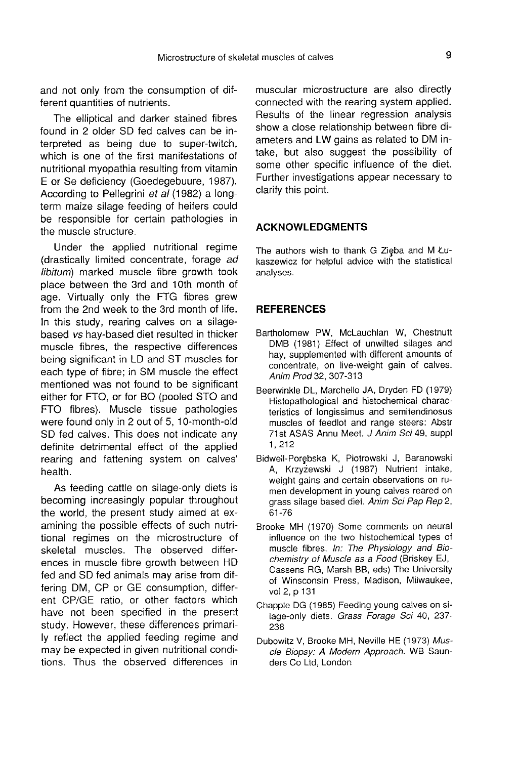and not only from the consumption of different quantities of nutrients.

The elliptical and darker stained fibres found in 2 older SD fed calves can be interpreted as being due to super-twitch, which is one of the first manifestations of nutritional myopathia resulting from vitamin E or Se deficiency (Goedegebuure, 1987). According to Pellegrini *et al* (1982) a long-term maize silage feeding of heifers could be responsible for certain pathologies in the muscle structure.

Under the applied nutritional regime (drastically limited concentrate, forage *ad libitum*) marked muscle fibre growth took place between the 3rd and 10th month of age. Virtually only the FTG fibres grew from the 2nd week to the 3rd month of life. In this study, rearing calves on a silage-based *vs* hay-based diet resulted in thicker muscle fibres, the respective differences being significant in LD and ST muscles for each type of fibre; in SM muscle the effect mentioned was not found to be significant either for FTO, or for BO (pooled STO and FTO fibres). Muscle tissue pathologies were found only in 2 out of 5, 10-month-old SD fed calves. This does not indicate any definite detrimental effect of the applied rearing and fattening system on calves' health.

As feeding cattle on silage-only diets is becoming increasingly popular throughout the world, the present study aimed at examining the possible effects of such nutritional regimes on the microstructure of skeletal muscles. The observed differences in muscle fibre growth between HD fed and SD fed animals may arise from differing DM, CP or GE consumption, different CP/GE ratio, or other factors which have not been specified in the present study. However, these differences primarily reflect the applied feeding regime and may be expected in given nutritional conditions. Thus the observed differences in muscular microstructure are also directly connected with the rearing system applied. Results of the linear regression analysis show a close relationship between fibre diameters and LW gains as related to DM intake, but also suggest the possibility of some other specific influence of the diet. Further investigations appear necessary to clarify this point.

## ACKNOWLEDGMENTS

The authors wish to thank G Zięba and M Łukaszewicz for helpful advice with the statistical analyses.

## REFERENCES

Bartholomew PW, McLauchlan W, Chestnutt DMB (1981) Effect of unwilted silages and hay, supplemented with different amounts of concentrate, on live-weight gain of calves. *Anim Prod* 32, 307-313

Beerwinkle DL, Marchello JA, Dryden FD (1979) Histopathological and histochemical characteristics of longissimus and semitendinosus muscles of feedlot and range steers: Abstr 71st ASAS Annu Meet. *J Anim Sci* 49, suppl 1, 212

Bidwell-Porębska K, Piotrowski J, Baranowski A, Krzyżewski J (1987) Nutrient intake, weight gains and certain observations on rumen development in young calves reared on grass silage based diet. *Anim Sci Pap Rep* 2, 61-76

Brooke MH (1970) Some comments on neural influence on the two histochemical types of muscle fibres. *In: The Physiology and Biochemistry of Muscle as a Food* (Briskey EJ, Cassens RG, Marsh BB, eds) The University of Winsconsin Press, Madison, Milwaukee, vol 2, p 131

Chapple DG (1985) Feeding young calves on silage-only diets. *Grass Forage Sci* 40, 237-238

Dubowitz V, Brooke MH, Neville HE (1973) *Muscle Biopsy: A Modern Approach.* WB Saunders Co Ltd, London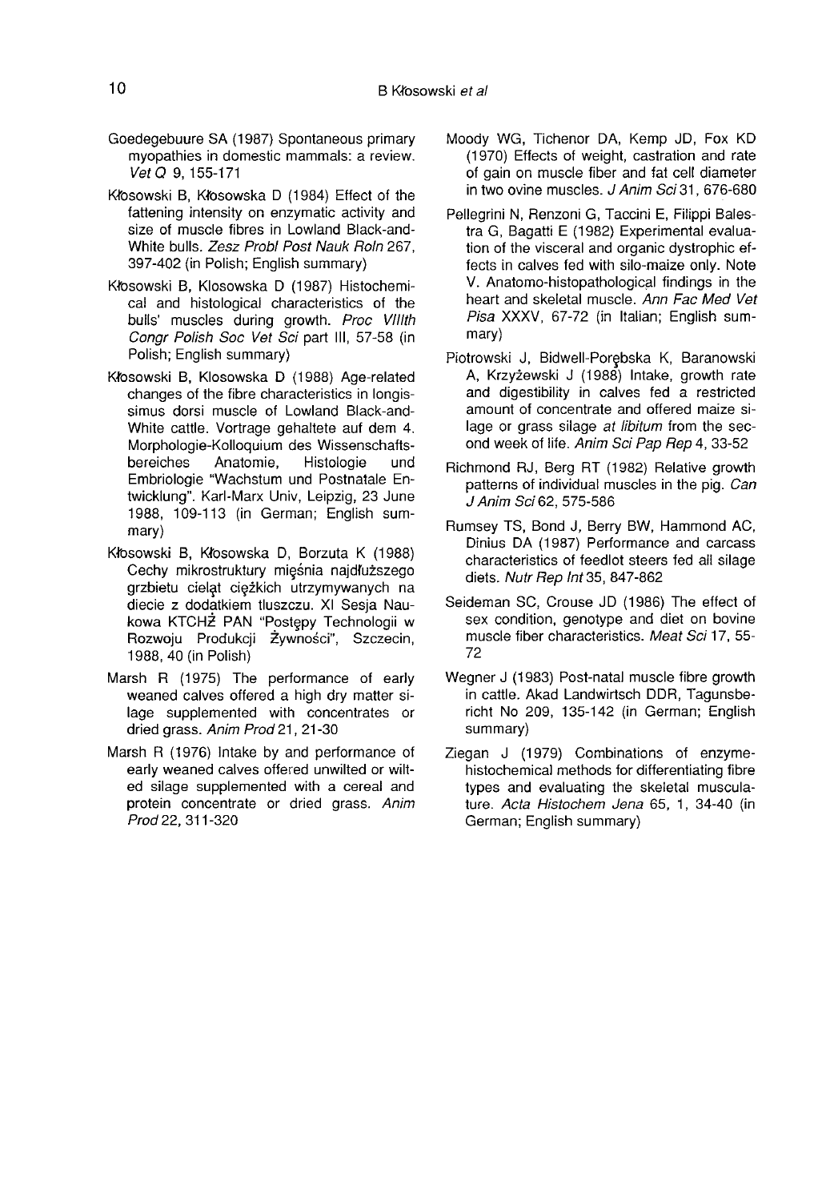Goedegebuure SA (1987) Spontaneous primary myopathies in domestic mammals: a review. *Vet Q* 9, 155-171

Kłosowski B, Kłosowska D (1984) Effect of the fattening intensity on enzymatic activity and size of muscle fibres in Lowland Black-and-White bulls. *Zesz Probl Post Nauk Roln* 267, 397-402 (in Polish; English summary)

Kłosowski B, Klosowska D (1987) Histochemical and histological characteristics of the bulls' muscles during growth. *Proc VIIIth Congr Polish Soc Vet Sci* part III, 57-58 (in Polish; English summary)

Kłosowski B, Klosowska D (1988) Age-related changes of the fibre characteristics in longissimus dorsi muscle of Lowland Black-and-White cattle. Vortrage gehaltete auf dem 4. Morphologie-Kolloquium des Wissenschaftsbereiches Anatomie, Histologie und Embriologie "Wachstum und Postnatale Entwicklung". Karl-Marx Univ, Leipzig, 23 June 1988, 109-113 (in German; English summary)

Kłosowski B, Kłosowska D, Borzuta K (1988) Cechy mikrostruktury mięśnia najdłuższego grzbietu cieląt ciężkich utrzymywanych na diecie z dodatkiem tłuszczu. XI Sesja Naukowa KTCHŻ PAN "Postępy Technologii w Rozwoju Produkcji Żywności", Szczecin, 1988, 40 (in Polish)

Marsh R (1975) The performance of early weaned calves offered a high dry matter silage supplemented with concentrates or dried grass. *Anim Prod* 21, 21-30

Marsh R (1976) Intake by and performance of early weaned calves offered unwilted or wilted silage supplemented with a cereal and protein concentrate or dried grass. *Anim Prod* 22, 311-320

Moody WG, Tichenor DA, Kemp JD, Fox KD (1970) Effects of weight, castration and rate of gain on muscle fiber and fat cell diameter in two ovine muscles. *J Anim Sci* 31, 676-680

Pellegrini N, Renzoni G, Taccini E, Filippi Balestra G, Bagatti E (1982) Experimental evaluation of the visceral and organic dystrophic effects in calves fed with silo-maize only. Note V. Anatomo-histopathological findings in the heart and skeletal muscle. *Ann Fac Med Vet Pisa* XXXV, 67-72 (in Italian; English summary)

Piotrowski J, Bidwell-Porębska K, Baranowski A, Krzyżewski J (1988) Intake, growth rate and digestibility in calves fed a restricted amount of concentrate and offered maize silage or grass silage *at libitum* from the second week of life. *Anim Sci Pap Rep* 4, 33-52

Richmond RJ, Berg RT (1982) Relative growth patterns of individual muscles in the pig. *Can J Anim Sci* 62, 575-586

Rumsey TS, Bond J, Berry BW, Hammond AC, Dinius DA (1987) Performance and carcass characteristics of feedlot steers fed all silage diets. *Nutr Rep Int* 35, 847-862

Seideman SC, Crouse JD (1986) The effect of sex condition, genotype and diet on bovine muscle fiber characteristics. *Meat Sci* 17, 55-72

Wegner J (1983) Post-natal muscle fibre growth in cattle. Akad Landwirtsch DDR, Tagunsbericht No 209, 135-142 (in German; English summary)

Ziegan J (1979) Combinations of enzyme-histochemical methods for differentiating fibre types and evaluating the skeletal musculature. *Acta Histochem Jena* 65, 1, 34-40 (in German; English summary)